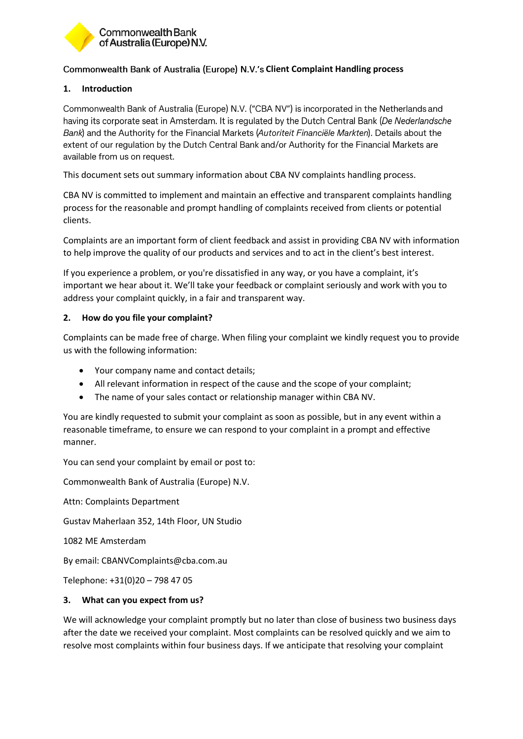Commonwealth Bank of Australia (Europe) N.V.

# Commonwealth Bank of Australia (Europe) N.V.'s Client Complaint Handling process

## 1. Introduction

Commonwealth Bank of Australia (Europe) N.V. ("CBA NV") is incorporated in the Netherlands and having its corporate seat in Amsterdam. It is regulated by the Dutch Central Bank (*De Nederlandsche Bank*) and the Authority for the Financial Markets (*Autoriteit Financiële Markten*). Details about the extent of our regulation by the Dutch Central Bank and/or Authority for the Financial Markets are available from us on request.

This document sets out summary information about CBA NV complaints handling process.

CBA NV is committed to implement and maintain an effective and transparent complaints handling process for the reasonable and prompt handling of complaints received from clients or potential clients.

Complaints are an important form of client feedback and assist in providing CBA NV with information to help improve the quality of our products and services and to act in the client's best interest.

If you experience a problem, or you're dissatisfied in any way, or you have a complaint, it's important we hear about it. We'll take your feedback or complaint seriously and work with you to address your complaint quickly, in a fair and transparent way.

## 2. How do you file your complaint?

Complaints can be made free of charge. When filing your complaint we kindly request you to provide us with the following information:

- Your company name and contact details;
- All relevant information in respect of the cause and the scope of your complaint;
- The name of your sales contact or relationship manager within CBA NV.

You are kindly requested to submit your complaint as soon as possible, but in any event within a reasonable timeframe, to ensure we can respond to your complaint in a prompt and effective manner.

You can send your complaint by email or post to:

Commonwealth Bank of Australia (Europe) N.V.

Attn: Complaints Department

Gustav Maherlaan 352, 14th Floor, UN Studio

1082 ME Amsterdam

By email: CBANVComplaints@cba.com.au

Telephone: +31(0)20 – 798 47 05

## 3. What can you expect from us?

We will acknowledge your complaint promptly but no later than close of business two business days after the date we received your complaint. Most complaints can be resolved quickly and we aim to resolve most complaints within four business days. If we anticipate that resolving your complaint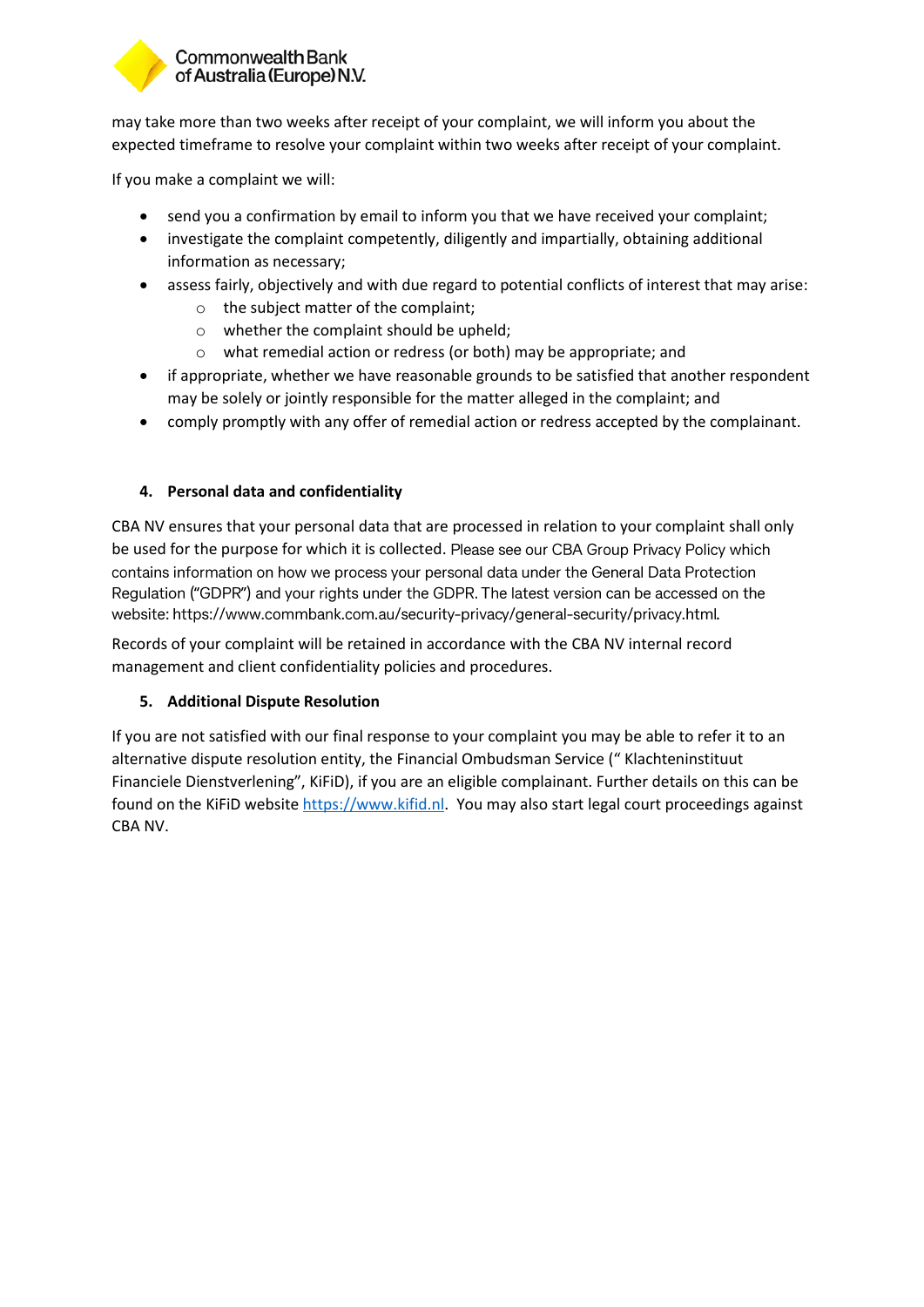may take more than two weeks after receipt of your complaint, we will inform you about the expected timeframe to resolve your complaint within two weeks after receipt of your complaint.

If you make a complaint we will:

- send you a confirmation by email to inform you that we have received your complaint;
- investigate the complaint competently, diligently and impartially, obtaining additional information as necessary;
- assess fairly, objectively and with due regard to potential conflicts of interest that may arise:
  - the subject matter of the complaint;
  - whether the complaint should be upheld;
  - what remedial action or redress (or both) may be appropriate; and
- if appropriate, whether we have reasonable grounds to be satisfied that another respondent may be solely or jointly responsible for the matter alleged in the complaint; and
- comply promptly with any offer of remedial action or redress accepted by the complainant.

## 4. Personal data and confidentiality

CBA NV ensures that your personal data that are processed in relation to your complaint shall only be used for the purpose for which it is collected. Please see our CBA Group Privacy Policy which contains information on how we process your personal data under the General Data Protection Regulation ("GDPR") and your rights under the GDPR. The latest version can be accessed on the website: https://www.commbank.com.au/security-privacy/general-security/privacy.html.

Records of your complaint will be retained in accordance with the CBA NV internal record management and client confidentiality policies and procedures.

## 5. Additional Dispute Resolution

If you are not satisfied with our final response to your complaint you may be able to refer it to an alternative dispute resolution entity, the Financial Ombudsman Service (" Klachteninstituut Financiele Dienstverlening", KiFiD), if you are an eligible complainant. Further details on this can be found on the KiFiD website https://www.kifid.nl. You may also start legal court proceedings against CBA NV.